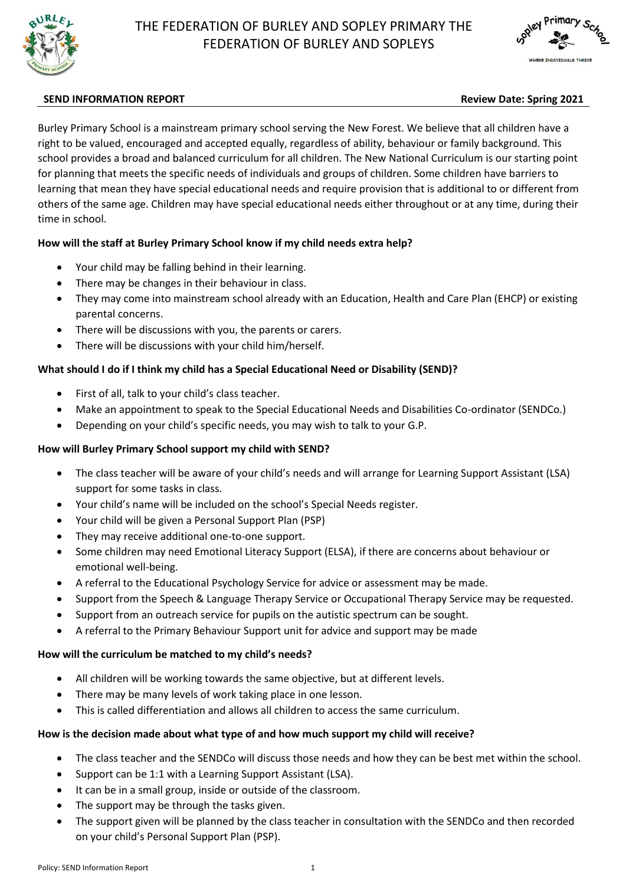# THE FEDERATION OF BURLEY AND SOPLEY PRIMARY THE FEDERATION OF BURLEY AND SOPLEYS

**SEND INFORMATION REPORT** **Review Date: Spring 2021**

Burley Primary School is a mainstream primary school serving the New Forest. We believe that all children have a right to be valued, encouraged and accepted equally, regardless of ability, behaviour or family background. This school provides a broad and balanced curriculum for all children. The New National Curriculum is our starting point for planning that meets the specific needs of individuals and groups of children. Some children have barriers to learning that mean they have special educational needs and require provision that is additional to or different from others of the same age. Children may have special educational needs either throughout or at any time, during their time in school.

**How will the staff at Burley Primary School know if my child needs extra help?**

- Your child may be falling behind in their learning.
- There may be changes in their behaviour in class.
- They may come into mainstream school already with an Education, Health and Care Plan (EHCP) or existing parental concerns.
- There will be discussions with you, the parents or carers.
- There will be discussions with your child him/herself.

**What should I do if I think my child has a Special Educational Need or Disability (SEND)?**

- First of all, talk to your child's class teacher.
- Make an appointment to speak to the Special Educational Needs and Disabilities Co-ordinator (SENDCo.)
- Depending on your child's specific needs, you may wish to talk to your G.P.

**How will Burley Primary School support my child with SEND?**

- The class teacher will be aware of your child's needs and will arrange for Learning Support Assistant (LSA) support for some tasks in class.
- Your child's name will be included on the school's Special Needs register.
- Your child will be given a Personal Support Plan (PSP)
- They may receive additional one-to-one support.
- Some children may need Emotional Literacy Support (ELSA), if there are concerns about behaviour or emotional well-being.
- A referral to the Educational Psychology Service for advice or assessment may be made.
- Support from the Speech & Language Therapy Service or Occupational Therapy Service may be requested.
- Support from an outreach service for pupils on the autistic spectrum can be sought.
- A referral to the Primary Behaviour Support unit for advice and support may be made

**How will the curriculum be matched to my child's needs?**

- All children will be working towards the same objective, but at different levels.
- There may be many levels of work taking place in one lesson.
- This is called differentiation and allows all children to access the same curriculum.

**How is the decision made about what type of and how much support my child will receive?**

- The class teacher and the SENDCo will discuss those needs and how they can be best met within the school.
- Support can be 1:1 with a Learning Support Assistant (LSA).
- It can be in a small group, inside or outside of the classroom.
- The support may be through the tasks given.
- The support given will be planned by the class teacher in consultation with the SENDCo and then recorded on your child's Personal Support Plan (PSP).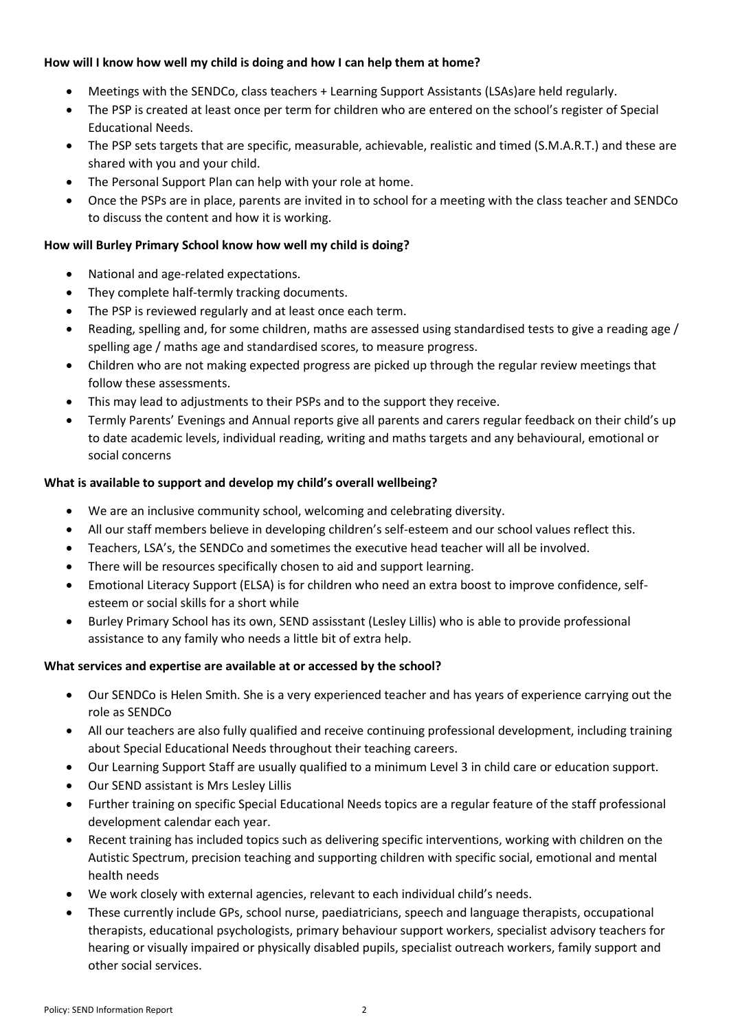**How will I know how well my child is doing and how I can help them at home?**

- Meetings with the SENDCo, class teachers + Learning Support Assistants (LSAs)are held regularly.
- The PSP is created at least once per term for children who are entered on the school's register of Special Educational Needs.
- The PSP sets targets that are specific, measurable, achievable, realistic and timed (S.M.A.R.T.) and these are shared with you and your child.
- The Personal Support Plan can help with your role at home.
- Once the PSPs are in place, parents are invited in to school for a meeting with the class teacher and SENDCo to discuss the content and how it is working.

**How will Burley Primary School know how well my child is doing?**

- National and age-related expectations.
- They complete half-termly tracking documents.
- The PSP is reviewed regularly and at least once each term.
- Reading, spelling and, for some children, maths are assessed using standardised tests to give a reading age / spelling age / maths age and standardised scores, to measure progress.
- Children who are not making expected progress are picked up through the regular review meetings that follow these assessments.
- This may lead to adjustments to their PSPs and to the support they receive.
- Termly Parents' Evenings and Annual reports give all parents and carers regular feedback on their child's up to date academic levels, individual reading, writing and maths targets and any behavioural, emotional or social concerns

**What is available to support and develop my child's overall wellbeing?**

- We are an inclusive community school, welcoming and celebrating diversity.
- All our staff members believe in developing children's self-esteem and our school values reflect this.
- Teachers, LSA's, the SENDCo and sometimes the executive head teacher will all be involved.
- There will be resources specifically chosen to aid and support learning.
- Emotional Literacy Support (ELSA) is for children who need an extra boost to improve confidence, self-esteem or social skills for a short while
- Burley Primary School has its own, SEND assisstant (Lesley Lillis) who is able to provide professional assistance to any family who needs a little bit of extra help.

**What services and expertise are available at or accessed by the school?**

- Our SENDCo is Helen Smith. She is a very experienced teacher and has years of experience carrying out the role as SENDCo
- All our teachers are also fully qualified and receive continuing professional development, including training about Special Educational Needs throughout their teaching careers.
- Our Learning Support Staff are usually qualified to a minimum Level 3 in child care or education support.
- Our SEND assistant is Mrs Lesley Lillis
- Further training on specific Special Educational Needs topics are a regular feature of the staff professional development calendar each year.
- Recent training has included topics such as delivering specific interventions, working with children on the Autistic Spectrum, precision teaching and supporting children with specific social, emotional and mental health needs
- We work closely with external agencies, relevant to each individual child's needs.
- These currently include GPs, school nurse, paediatricians, speech and language therapists, occupational therapists, educational psychologists, primary behaviour support workers, specialist advisory teachers for hearing or visually impaired or physically disabled pupils, specialist outreach workers, family support and other social services.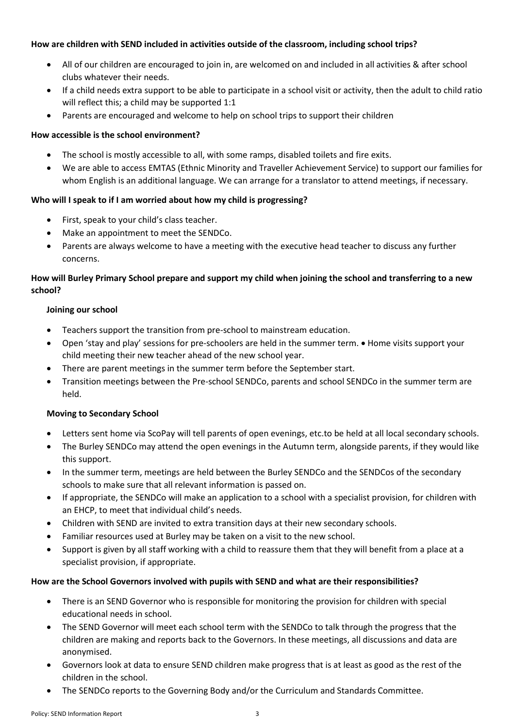**How are children with SEND included in activities outside of the classroom, including school trips?**

- All of our children are encouraged to join in, are welcomed on and included in all activities & after school clubs whatever their needs.
- If a child needs extra support to be able to participate in a school visit or activity, then the adult to child ratio will reflect this; a child may be supported 1:1
- Parents are encouraged and welcome to help on school trips to support their children

**How accessible is the school environment?**

- The school is mostly accessible to all, with some ramps, disabled toilets and fire exits.
- We are able to access EMTAS (Ethnic Minority and Traveller Achievement Service) to support our families for whom English is an additional language. We can arrange for a translator to attend meetings, if necessary.

**Who will I speak to if I am worried about how my child is progressing?**

- First, speak to your child's class teacher.
- Make an appointment to meet the SENDCo.
- Parents are always welcome to have a meeting with the executive head teacher to discuss any further concerns.

**How will Burley Primary School prepare and support my child when joining the school and transferring to a new school?**

**Joining our school**

- Teachers support the transition from pre-school to mainstream education.
- Open 'stay and play' sessions for pre-schoolers are held in the summer term. • Home visits support your child meeting their new teacher ahead of the new school year.
- There are parent meetings in the summer term before the September start.
- Transition meetings between the Pre-school SENDCo, parents and school SENDCo in the summer term are held.

**Moving to Secondary School**

- Letters sent home via ScoPay will tell parents of open evenings, etc.to be held at all local secondary schools.
- The Burley SENDCo may attend the open evenings in the Autumn term, alongside parents, if they would like this support.
- In the summer term, meetings are held between the Burley SENDCo and the SENDCos of the secondary schools to make sure that all relevant information is passed on.
- If appropriate, the SENDCo will make an application to a school with a specialist provision, for children with an EHCP, to meet that individual child's needs.
- Children with SEND are invited to extra transition days at their new secondary schools.
- Familiar resources used at Burley may be taken on a visit to the new school.
- Support is given by all staff working with a child to reassure them that they will benefit from a place at a specialist provision, if appropriate.

**How are the School Governors involved with pupils with SEND and what are their responsibilities?**

- There is an SEND Governor who is responsible for monitoring the provision for children with special educational needs in school.
- The SEND Governor will meet each school term with the SENDCo to talk through the progress that the children are making and reports back to the Governors. In these meetings, all discussions and data are anonymised.
- Governors look at data to ensure SEND children make progress that is at least as good as the rest of the children in the school.
- The SENDCo reports to the Governing Body and/or the Curriculum and Standards Committee.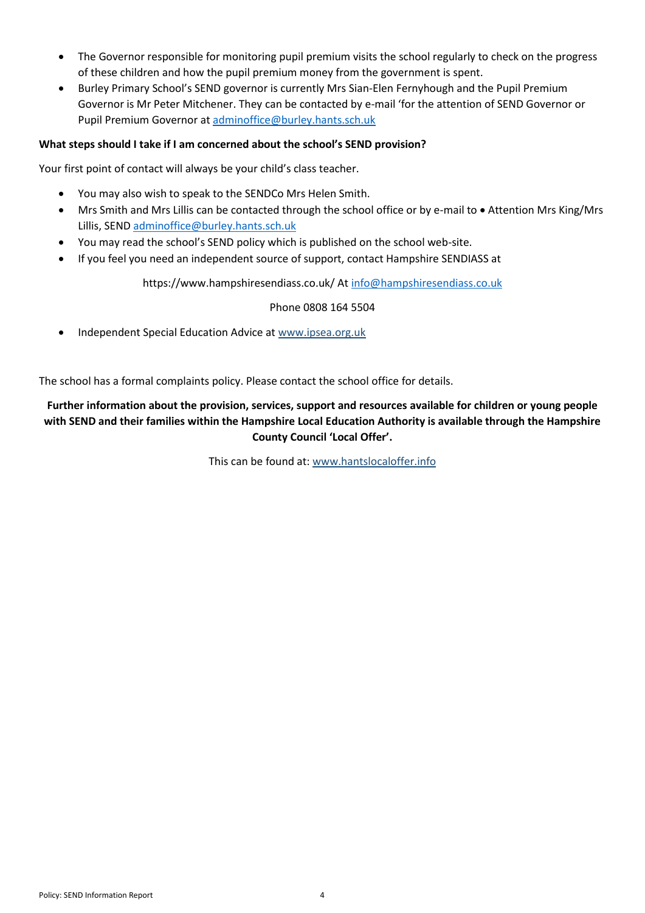- The Governor responsible for monitoring pupil premium visits the school regularly to check on the progress of these children and how the pupil premium money from the government is spent.
- Burley Primary School's SEND governor is currently Mrs Sian-Elen Fernyhough and the Pupil Premium Governor is Mr Peter Mitchener. They can be contacted by e-mail 'for the attention of SEND Governor or Pupil Premium Governor at adminoffice@burley.hants.sch.uk

**What steps should I take if I am concerned about the school's SEND provision?**

Your first point of contact will always be your child's class teacher.

- You may also wish to speak to the SENDCo Mrs Helen Smith.
- Mrs Smith and Mrs Lillis can be contacted through the school office or by e-mail to • Attention Mrs King/Mrs Lillis, SEND adminoffice@burley.hants.sch.uk
- You may read the school's SEND policy which is published on the school web-site.
- If you feel you need an independent source of support, contact Hampshire SENDIASS at

https://www.hampshiresendiass.co.uk/ At info@hampshiresendiass.co.uk

Phone 0808 164 5504

- Independent Special Education Advice at www.ipsea.org.uk

The school has a formal complaints policy. Please contact the school office for details.

**Further information about the provision, services, support and resources available for children or young people with SEND and their families within the Hampshire Local Education Authority is available through the Hampshire County Council 'Local Offer'.**

This can be found at: www.hantslocaloffer.info